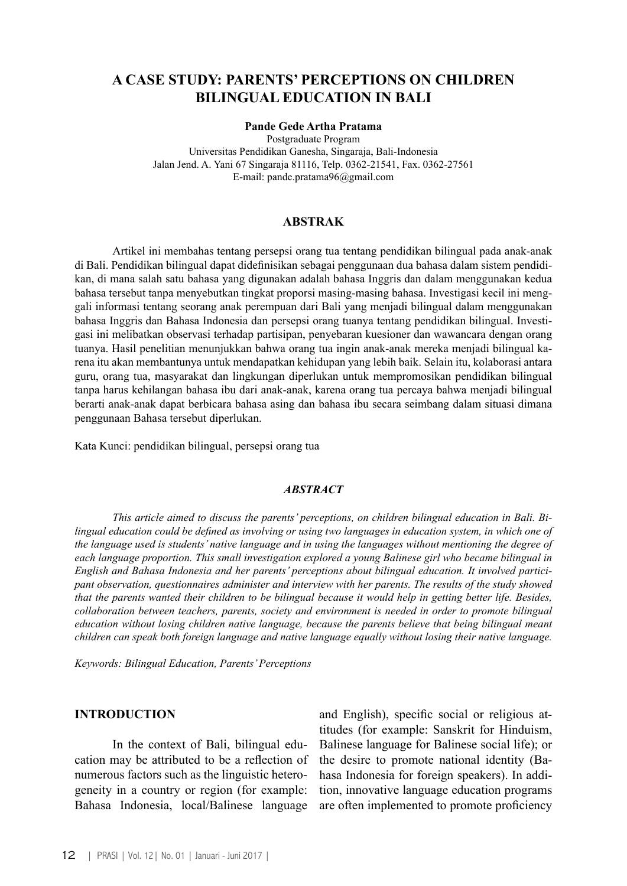# A CASE STUDY: PARENTS' PERCEPTIONS ON CHILDREN BILINGUAL EDUCATION IN BALI

**Pande Gede Artha Pratama**

Postgraduate Program
Universitas Pendidikan Ganesha, Singaraja, Bali-Indonesia
Jalan Jend. A. Yani 67 Singaraja 81116, Telp. 0362-21541, Fax. 0362-27561
E-mail: pande.pratama96@gmail.com

## ABSTRAK

Artikel ini membahas tentang persepsi orang tua tentang pendidikan bilingual pada anak-anak di Bali. Pendidikan bilingual dapat didefinisikan sebagai penggunaan dua bahasa dalam sistem pendidikan, di mana salah satu bahasa yang digunakan adalah bahasa Inggris dan dalam menggunakan kedua bahasa tersebut tanpa menyebutkan tingkat proporsi masing-masing bahasa. Investigasi kecil ini menggali informasi tentang seorang anak perempuan dari Bali yang menjadi bilingual dalam menggunakan bahasa Inggris dan Bahasa Indonesia dan persepsi orang tuanya tentang pendidikan bilingual. Investigasi ini melibatkan observasi terhadap partisipan, penyebaran kuesioner dan wawancara dengan orang tuanya. Hasil penelitian menunjukkan bahwa orang tua ingin anak-anak mereka menjadi bilingual karena itu akan membantunya untuk mendapatkan kehidupan yang lebih baik. Selain itu, kolaborasi antara guru, orang tua, masyarakat dan lingkungan diperlukan untuk mempromosikan pendidikan bilingual tanpa harus kehilangan bahasa ibu dari anak-anak, karena orang tua percaya bahwa menjadi bilingual berarti anak-anak dapat berbicara bahasa asing dan bahasa ibu secara seimbang dalam situasi dimana penggunaan Bahasa tersebut diperlukan.

Kata Kunci: pendidikan bilingual, persepsi orang tua

## *ABSTRACT*

*This article aimed to discuss the parents' perceptions, on children bilingual education in Bali. Bilingual education could be defined as involving or using two languages in education system, in which one of the language used is students' native language and in using the languages without mentioning the degree of each language proportion. This small investigation explored a young Balinese girl who became bilingual in English and Bahasa Indonesia and her parents' perceptions about bilingual education. It involved participant observation, questionnaires administer and interview with her parents. The results of the study showed that the parents wanted their children to be bilingual because it would help in getting better life. Besides, collaboration between teachers, parents, society and environment is needed in order to promote bilingual education without losing children native language, because the parents believe that being bilingual meant children can speak both foreign language and native language equally without losing their native language.*

*Keywords: Bilingual Education, Parents' Perceptions*

## INTRODUCTION

In the context of Bali, bilingual education may be attributed to be a reflection of numerous factors such as the linguistic heterogeneity in a country or region (for example: Bahasa Indonesia, local/Balinese language and English), specific social or religious attitudes (for example: Sanskrit for Hinduism, Balinese language for Balinese social life); or the desire to promote national identity (Bahasa Indonesia for foreign speakers). In addition, innovative language education programs are often implemented to promote proficiency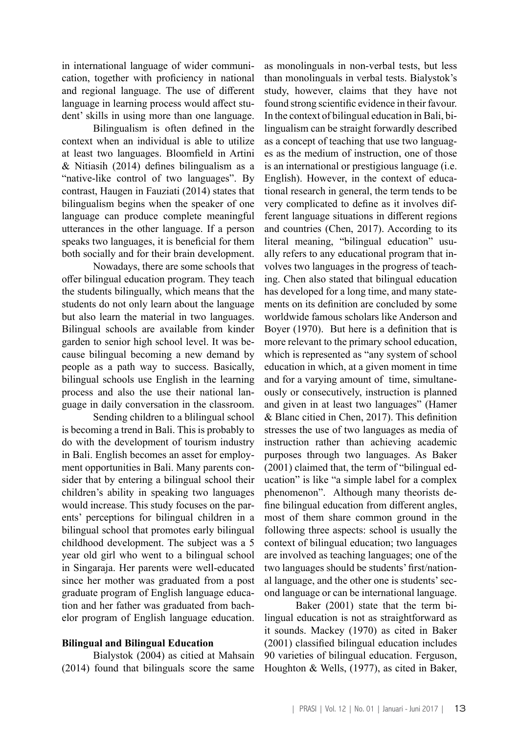in international language of wider communication, together with proficiency in national and regional language. The use of different language in learning process would affect student' skills in using more than one language.

Bilingualism is often defined in the context when an individual is able to utilize at least two languages. Bloomfield in Artini & Nitiasih (2014) defines bilingualism as a "native-like control of two languages". By contrast, Haugen in Fauziati (2014) states that bilingualism begins when the speaker of one language can produce complete meaningful utterances in the other language. If a person speaks two languages, it is beneficial for them both socially and for their brain development.

Nowadays, there are some schools that offer bilingual education program. They teach the students bilingually, which means that the students do not only learn about the language but also learn the material in two languages. Bilingual schools are available from kinder garden to senior high school level. It was because bilingual becoming a new demand by people as a path way to success. Basically, bilingual schools use English in the learning process and also the use their national language in daily conversation in the classroom.

Sending children to a blilingual school is becoming a trend in Bali. This is probably to do with the development of tourism industry in Bali. English becomes an asset for employment opportunities in Bali. Many parents consider that by entering a bilingual school their children's ability in speaking two languages would increase. This study focuses on the parents' perceptions for bilingual children in a bilingual school that promotes early bilingual childhood development. The subject was a 5 year old girl who went to a bilingual school in Singaraja. Her parents were well-educated since her mother was graduated from a post graduate program of English language education and her father was graduated from bachelor program of English language education.

**Bilingual and Bilingual Education**

Bialystok (2004) as citied at Mahsain (2014) found that bilinguals score the same as monolinguals in non-verbal tests, but less than monolinguals in verbal tests. Bialystok's study, however, claims that they have not found strong scientific evidence in their favour. In the context of bilingual education in Bali, bilingualism can be straight forwardly described as a concept of teaching that use two languages as the medium of instruction, one of those is an international or prestigious language (i.e. English). However, in the context of educational research in general, the term tends to be very complicated to define as it involves different language situations in different regions and countries (Chen, 2017). According to its literal meaning, "bilingual education" usually refers to any educational program that involves two languages in the progress of teaching. Chen also stated that bilingual education has developed for a long time, and many statements on its definition are concluded by some worldwide famous scholars like Anderson and Boyer (1970). But here is a definition that is more relevant to the primary school education, which is represented as "any system of school education in which, at a given moment in time and for a varying amount of time, simultaneously or consecutively, instruction is planned and given in at least two languages" (Hamer & Blanc citied in Chen, 2017). This definition stresses the use of two languages as media of instruction rather than achieving academic purposes through two languages. As Baker (2001) claimed that, the term of "bilingual education" is like "a simple label for a complex phenomenon". Although many theorists define bilingual education from different angles, most of them share common ground in the following three aspects: school is usually the context of bilingual education; two languages are involved as teaching languages; one of the two languages should be students' first/national language, and the other one is students' second language or can be international language.

Baker (2001) state that the term bilingual education is not as straightforward as it sounds. Mackey (1970) as cited in Baker (2001) classified bilingual education includes 90 varieties of bilingual education. Ferguson, Houghton & Wells, (1977), as cited in Baker,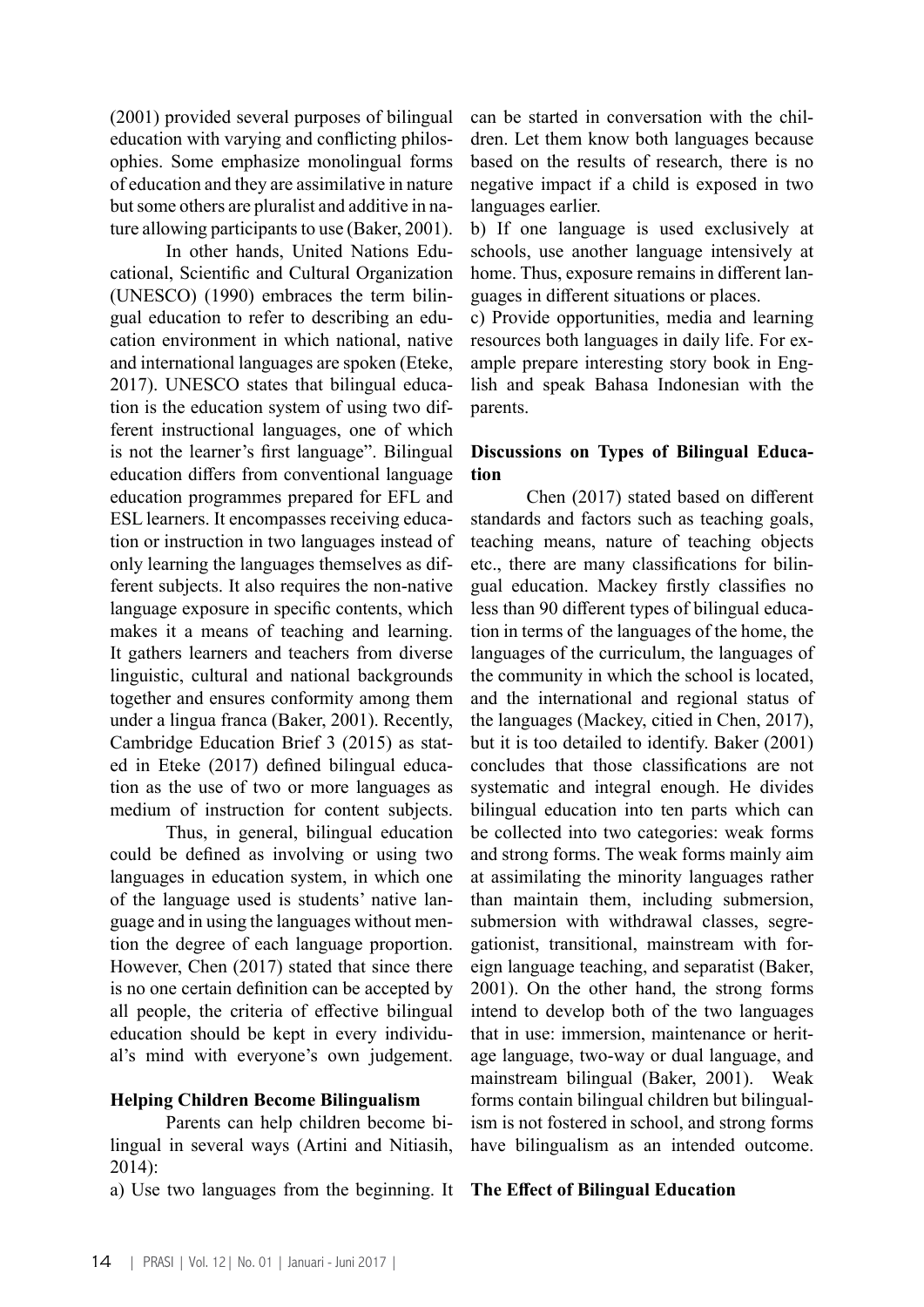(2001) provided several purposes of bilingual education with varying and conflicting philosophies. Some emphasize monolingual forms of education and they are assimilative in nature but some others are pluralist and additive in nature allowing participants to use (Baker, 2001).

In other hands, United Nations Educational, Scientific and Cultural Organization (UNESCO) (1990) embraces the term bilingual education to refer to describing an education environment in which national, native and international languages are spoken (Eteke, 2017). UNESCO states that bilingual education is the education system of using two different instructional languages, one of which is not the learner's first language". Bilingual education differs from conventional language education programmes prepared for EFL and ESL learners. It encompasses receiving education or instruction in two languages instead of only learning the languages themselves as different subjects. It also requires the non-native language exposure in specific contents, which makes it a means of teaching and learning. It gathers learners and teachers from diverse linguistic, cultural and national backgrounds together and ensures conformity among them under a lingua franca (Baker, 2001). Recently, Cambridge Education Brief 3 (2015) as stated in Eteke (2017) defined bilingual education as the use of two or more languages as medium of instruction for content subjects.

Thus, in general, bilingual education could be defined as involving or using two languages in education system, in which one of the language used is students' native language and in using the languages without mention the degree of each language proportion. However, Chen (2017) stated that since there is no one certain definition can be accepted by all people, the criteria of effective bilingual education should be kept in every individual's mind with everyone's own judgement.

**Helping Children Become Bilingualism**

Parents can help children become bilingual in several ways (Artini and Nitiasih, 2014):

a) Use two languages from the beginning. It can be started in conversation with the children. Let them know both languages because based on the results of research, there is no negative impact if a child is exposed in two languages earlier.

b) If one language is used exclusively at schools, use another language intensively at home. Thus, exposure remains in different languages in different situations or places.

c) Provide opportunities, media and learning resources both languages in daily life. For example prepare interesting story book in English and speak Bahasa Indonesian with the parents.

**Discussions on Types of Bilingual Education**

Chen (2017) stated based on different standards and factors such as teaching goals, teaching means, nature of teaching objects etc., there are many classifications for bilingual education. Mackey firstly classifies no less than 90 different types of bilingual education in terms of the languages of the home, the languages of the curriculum, the languages of the community in which the school is located, and the international and regional status of the languages (Mackey, citied in Chen, 2017), but it is too detailed to identify. Baker (2001) concludes that those classifications are not systematic and integral enough. He divides bilingual education into ten parts which can be collected into two categories: weak forms and strong forms. The weak forms mainly aim at assimilating the minority languages rather than maintain them, including submersion, submersion with withdrawal classes, segregationist, transitional, mainstream with foreign language teaching, and separatist (Baker, 2001). On the other hand, the strong forms intend to develop both of the two languages that in use: immersion, maintenance or heritage language, two-way or dual language, and mainstream bilingual (Baker, 2001). Weak forms contain bilingual children but bilingualism is not fostered in school, and strong forms have bilingualism as an intended outcome.

**The Effect of Bilingual Education**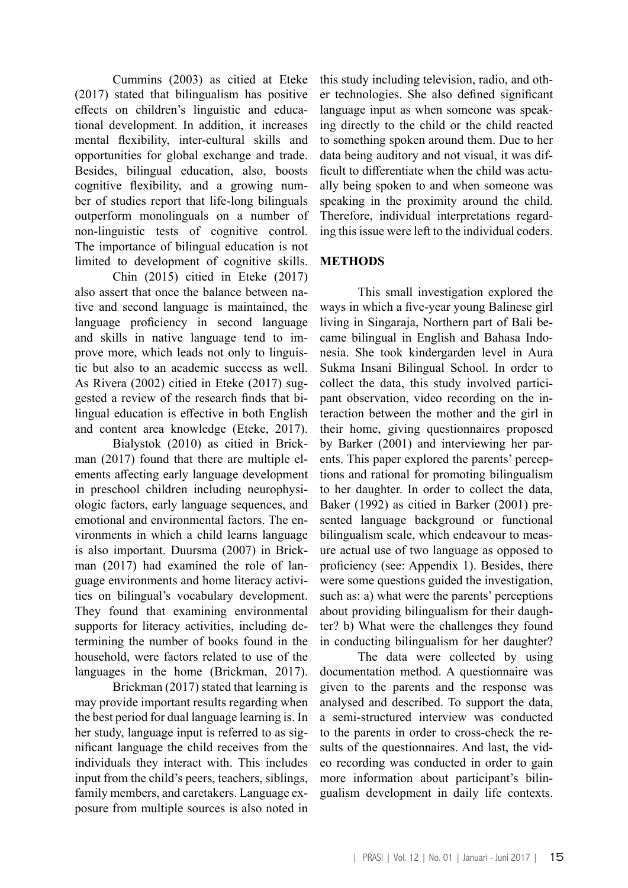Cummins (2003) as citied at Eteke (2017) stated that bilingualism has positive effects on children's linguistic and educational development. In addition, it increases mental flexibility, inter-cultural skills and opportunities for global exchange and trade. Besides, bilingual education, also, boosts cognitive flexibility, and a growing number of studies report that life-long bilinguals outperform monolinguals on a number of non-linguistic tests of cognitive control. The importance of bilingual education is not limited to development of cognitive skills.

Chin (2015) citied in Eteke (2017) also assert that once the balance between native and second language is maintained, the language proficiency in second language and skills in native language tend to improve more, which leads not only to linguistic but also to an academic success as well. As Rivera (2002) citied in Eteke (2017) suggested a review of the research finds that bilingual education is effective in both English and content area knowledge (Eteke, 2017).

Bialystok (2010) as citied in Brickman (2017) found that there are multiple elements affecting early language development in preschool children including neurophysiologic factors, early language sequences, and emotional and environmental factors. The environments in which a child learns language is also important. Duursma (2007) in Brickman (2017) had examined the role of language environments and home literacy activities on bilingual's vocabulary development. They found that examining environmental supports for literacy activities, including determining the number of books found in the household, were factors related to use of the languages in the home (Brickman, 2017).

Brickman (2017) stated that learning is may provide important results regarding when the best period for dual language learning is. In her study, language input is referred to as significant language the child receives from the individuals they interact with. This includes input from the child's peers, teachers, siblings, family members, and caretakers. Language exposure from multiple sources is also noted in this study including television, radio, and other technologies. She also defined significant language input as when someone was speaking directly to the child or the child reacted to something spoken around them. Due to her data being auditory and not visual, it was difficult to differentiate when the child was actually being spoken to and when someone was speaking in the proximity around the child. Therefore, individual interpretations regarding this issue were left to the individual coders.

## METHODS

This small investigation explored the ways in which a five-year young Balinese girl living in Singaraja, Northern part of Bali became bilingual in English and Bahasa Indonesia. She took kindergarden level in Aura Sukma Insani Bilingual School. In order to collect the data, this study involved participant observation, video recording on the interaction between the mother and the girl in their home, giving questionnaires proposed by Barker (2001) and interviewing her parents. This paper explored the parents' perceptions and rational for promoting bilingualism to her daughter. In order to collect the data, Baker (1992) as citied in Barker (2001) presented language background or functional bilingualism scale, which endeavour to measure actual use of two language as opposed to proficiency (see: Appendix 1). Besides, there were some questions guided the investigation, such as: a) what were the parents' perceptions about providing bilingualism for their daughter? b) What were the challenges they found in conducting bilingualism for her daughter?

The data were collected by using documentation method. A questionnaire was given to the parents and the response was analysed and described. To support the data, a semi-structured interview was conducted to the parents in order to cross-check the results of the questionnaires. And last, the video recording was conducted in order to gain more information about participant's bilingualism development in daily life contexts.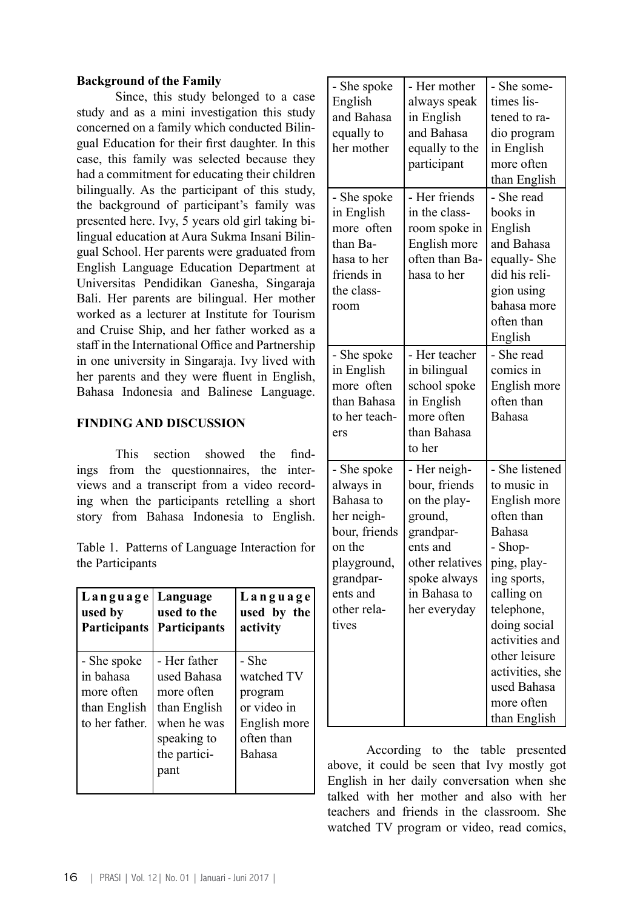**Background of the Family**

Since, this study belonged to a case study and as a mini investigation this study concerned on a family which conducted Bilingual Education for their first daughter. In this case, this family was selected because they had a commitment for educating their children bilingually. As the participant of this study, the background of participant's family was presented here. Ivy, 5 years old girl taking bilingual education at Aura Sukma Insani Bilingual School. Her parents were graduated from English Language Education Department at Universitas Pendidikan Ganesha, Singaraja Bali. Her parents are bilingual. Her mother worked as a lecturer at Institute for Tourism and Cruise Ship, and her father worked as a staff in the International Office and Partnership in one university in Singaraja. Ivy lived with her parents and they were fluent in English, Bahasa Indonesia and Balinese Language.

**FINDING AND DISCUSSION**

This section showed the findings from the questionnaires, the interviews and a transcript from a video recording when the participants retelling a short story from Bahasa Indonesia to English.

Table 1. Patterns of Language Interaction for the Participants

| Language used by Participants | Language used to the Participants | Language used by the activity |
|---|---|---|
| - She spoke in bahasa more often than English to her father. | - Her father used Bahasa more often than English when he was speaking to the participant | - She watched TV program or video in English more often than Bahasa |
| - She spoke English and Bahasa equally to her mother | - Her mother always speak in English and Bahasa equally to the participant | - She sometimes listened to radio program in English more often than English |
| - She spoke in English more often than Bahasa to her friends in the classroom | - Her friends in the classroom spoke in English more often than Bahasa to her | - She read books in English and Bahasa equally- She did his religion using bahasa more often than English |
| - She spoke in English more often than Bahasa to her teachers | - Her teacher in bilingual school spoke in English more often than Bahasa to her | - She read comics in English more often than Bahasa |
| - She spoke always in Bahasa to her neighbour, friends on the playground, grandparents and other relatives | - Her neighbour, friends on the playground, grandparents and other relatives spoke always in Bahasa to her everyday | - She listened to music in English more often than Bahasa - Shopping, playing sports, calling on telephone, doing social activities and other leisure activities, she used Bahasa more often than English |

According to the table presented above, it could be seen that Ivy mostly got English in her daily conversation when she talked with her mother and also with her teachers and friends in the classroom. She watched TV program or video, read comics,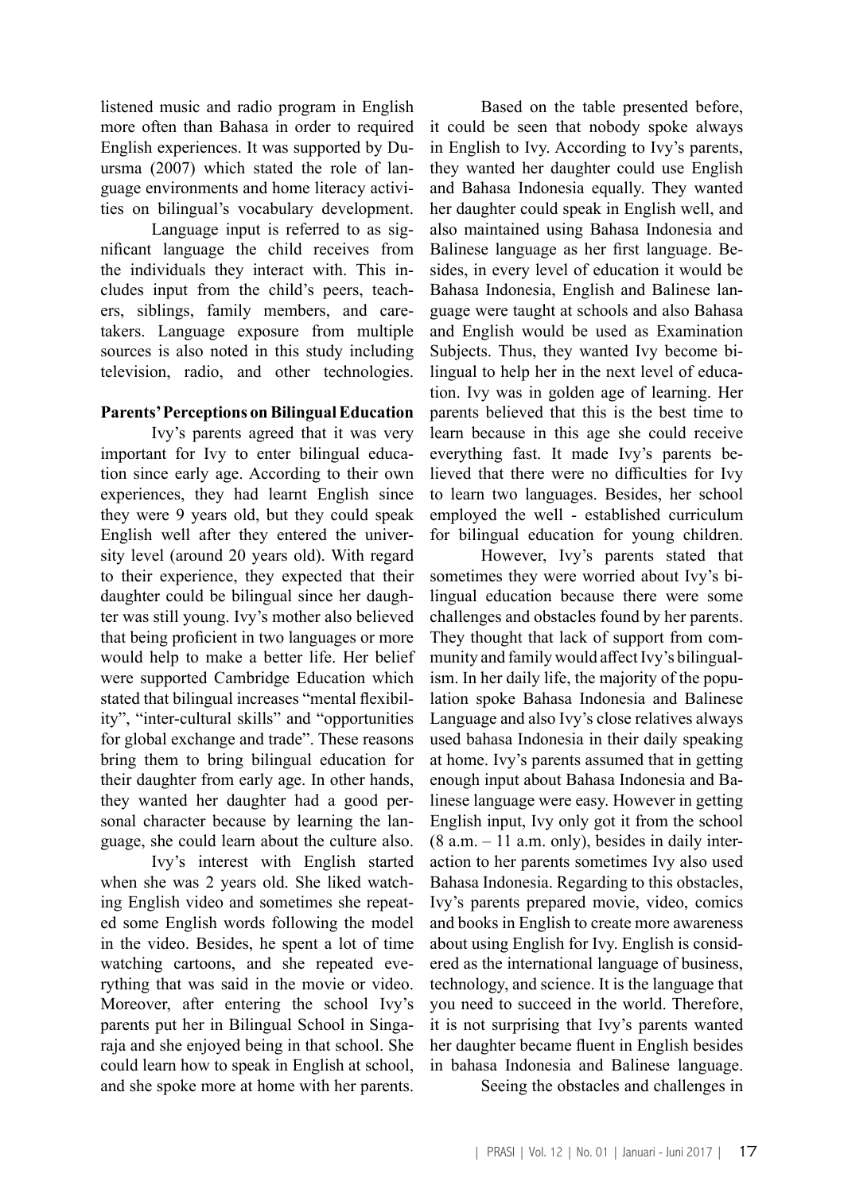listened music and radio program in English more often than Bahasa in order to required English experiences. It was supported by Duursma (2007) which stated the role of language environments and home literacy activities on bilingual's vocabulary development.

Language input is referred to as significant language the child receives from the individuals they interact with. This includes input from the child's peers, teachers, siblings, family members, and caretakers. Language exposure from multiple sources is also noted in this study including television, radio, and other technologies.

**Parents' Perceptions on Bilingual Education**

Ivy's parents agreed that it was very important for Ivy to enter bilingual education since early age. According to their own experiences, they had learnt English since they were 9 years old, but they could speak English well after they entered the university level (around 20 years old). With regard to their experience, they expected that their daughter could be bilingual since her daughter was still young. Ivy's mother also believed that being proficient in two languages or more would help to make a better life. Her belief were supported Cambridge Education which stated that bilingual increases "mental flexibility", "inter-cultural skills" and "opportunities for global exchange and trade". These reasons bring them to bring bilingual education for their daughter from early age. In other hands, they wanted her daughter had a good personal character because by learning the language, she could learn about the culture also.

Ivy's interest with English started when she was 2 years old. She liked watching English video and sometimes she repeated some English words following the model in the video. Besides, he spent a lot of time watching cartoons, and she repeated everything that was said in the movie or video. Moreover, after entering the school Ivy's parents put her in Bilingual School in Singaraja and she enjoyed being in that school. She could learn how to speak in English at school, and she spoke more at home with her parents.

Based on the table presented before, it could be seen that nobody spoke always in English to Ivy. According to Ivy's parents, they wanted her daughter could use English and Bahasa Indonesia equally. They wanted her daughter could speak in English well, and also maintained using Bahasa Indonesia and Balinese language as her first language. Besides, in every level of education it would be Bahasa Indonesia, English and Balinese language were taught at schools and also Bahasa and English would be used as Examination Subjects. Thus, they wanted Ivy become bilingual to help her in the next level of education. Ivy was in golden age of learning. Her parents believed that this is the best time to learn because in this age she could receive everything fast. It made Ivy's parents believed that there were no difficulties for Ivy to learn two languages. Besides, her school employed the well - established curriculum for bilingual education for young children.

However, Ivy's parents stated that sometimes they were worried about Ivy's bilingual education because there were some challenges and obstacles found by her parents. They thought that lack of support from community and family would affect Ivy's bilingualism. In her daily life, the majority of the population spoke Bahasa Indonesia and Balinese Language and also Ivy's close relatives always used bahasa Indonesia in their daily speaking at home. Ivy's parents assumed that in getting enough input about Bahasa Indonesia and Balinese language were easy. However in getting English input, Ivy only got it from the school (8 a.m. – 11 a.m. only), besides in daily interaction to her parents sometimes Ivy also used Bahasa Indonesia. Regarding to this obstacles, Ivy's parents prepared movie, video, comics and books in English to create more awareness about using English for Ivy. English is considered as the international language of business, technology, and science. It is the language that you need to succeed in the world. Therefore, it is not surprising that Ivy's parents wanted her daughter became fluent in English besides in bahasa Indonesia and Balinese language.

Seeing the obstacles and challenges in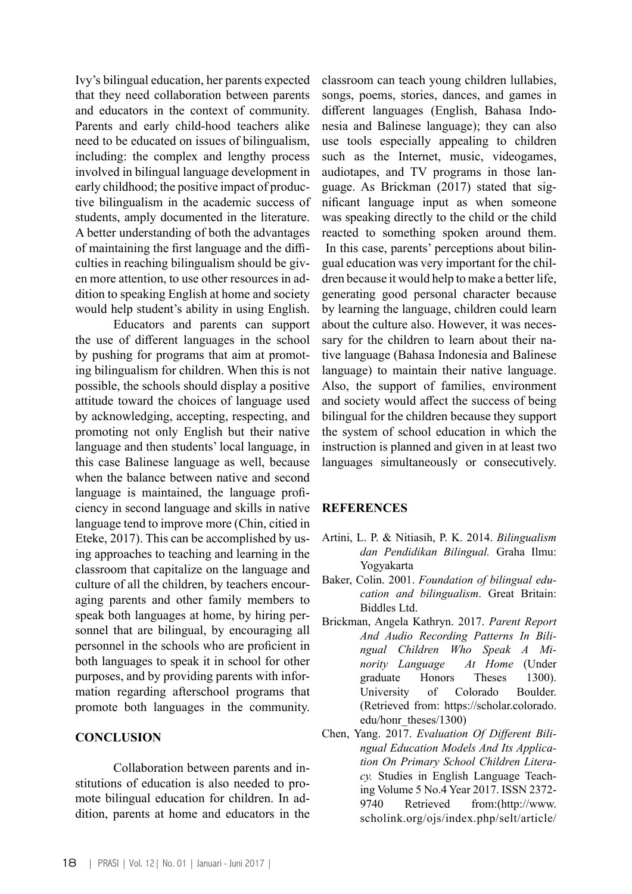Ivy's bilingual education, her parents expected that they need collaboration between parents and educators in the context of community. Parents and early child-hood teachers alike need to be educated on issues of bilingualism, including: the complex and lengthy process involved in bilingual language development in early childhood; the positive impact of productive bilingualism in the academic success of students, amply documented in the literature. A better understanding of both the advantages of maintaining the first language and the difficulties in reaching bilingualism should be given more attention, to use other resources in addition to speaking English at home and society would help student's ability in using English.

Educators and parents can support the use of different languages in the school by pushing for programs that aim at promoting bilingualism for children. When this is not possible, the schools should display a positive attitude toward the choices of language used by acknowledging, accepting, respecting, and promoting not only English but their native language and then students' local language, in this case Balinese language as well, because when the balance between native and second language is maintained, the language proficiency in second language and skills in native language tend to improve more (Chin, citied in Eteke, 2017). This can be accomplished by using approaches to teaching and learning in the classroom that capitalize on the language and culture of all the children, by teachers encouraging parents and other family members to speak both languages at home, by hiring personnel that are bilingual, by encouraging all personnel in the schools who are proficient in both languages to speak it in school for other purposes, and by providing parents with information regarding afterschool programs that promote both languages in the community.

## CONCLUSION

Collaboration between parents and institutions of education is also needed to promote bilingual education for children. In addition, parents at home and educators in the classroom can teach young children lullabies, songs, poems, stories, dances, and games in different languages (English, Bahasa Indonesia and Balinese language); they can also use tools especially appealing to children such as the Internet, music, videogames, audiotapes, and TV programs in those language. As Brickman (2017) stated that significant language input as when someone was speaking directly to the child or the child reacted to something spoken around them. In this case, parents' perceptions about bilingual education was very important for the children because it would help to make a better life, generating good personal character because by learning the language, children could learn about the culture also. However, it was necessary for the children to learn about their native language (Bahasa Indonesia and Balinese language) to maintain their native language. Also, the support of families, environment and society would affect the success of being bilingual for the children because they support the system of school education in which the instruction is planned and given in at least two languages simultaneously or consecutively.

## REFERENCES

Artini, L. P. & Nitiasih, P. K. 2014. *Bilingualism dan Pendidikan Bilingual.* Graha Ilmu: Yogyakarta

Baker, Colin. 2001. *Foundation of bilingual education and bilingualism*. Great Britain: Biddles Ltd.

Brickman, Angela Kathryn. 2017. *Parent Report And Audio Recording Patterns In Bilingual Children Who Speak A Minority Language At Home* (Under graduate Honors Theses 1300). University of Colorado Boulder. (Retrieved from: https://scholar.colorado.edu/honr_theses/1300)

Chen, Yang. 2017. *Evaluation Of Different Bilingual Education Models And Its Application On Primary School Children Literacy.* Studies in English Language Teaching Volume 5 No.4 Year 2017. ISSN 2372-9740 Retrieved from:(http://www.scholink.org/ojs/index.php/selt/article/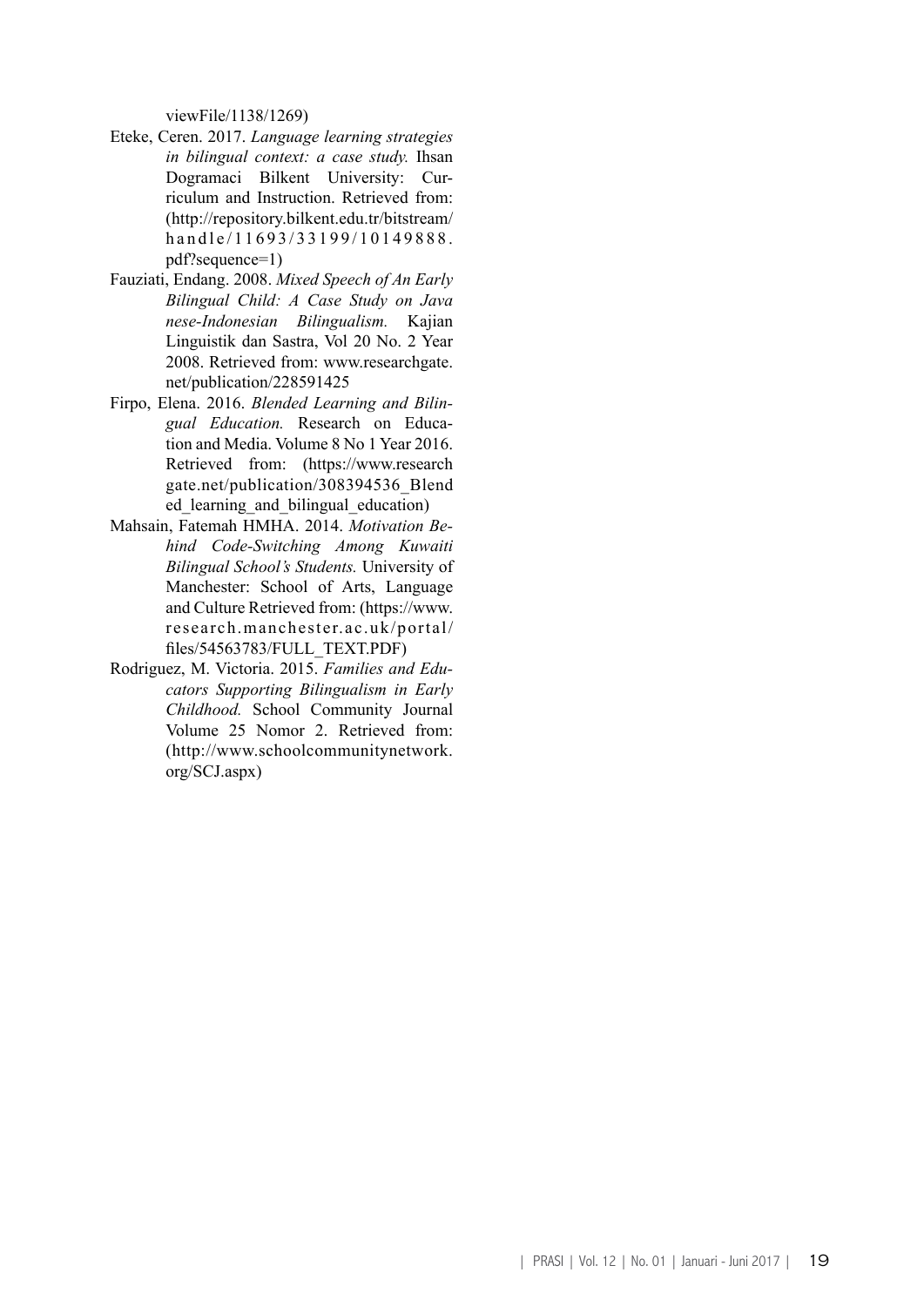viewFile/1138/1269)

Eteke, Ceren. 2017. *Language learning strategies in bilingual context: a case study.* Ihsan Dogramaci Bilkent University: Curriculum and Instruction. Retrieved from: (http://repository.bilkent.edu.tr/bitstream/handle/11693/33199/10149888.pdf?sequence=1)

Fauziati, Endang. 2008. *Mixed Speech of An Early Bilingual Child: A Case Study on Java nese-Indonesian Bilingualism.* Kajian Linguistik dan Sastra, Vol 20 No. 2 Year 2008. Retrieved from: www.researchgate.net/publication/228591425

Firpo, Elena. 2016. *Blended Learning and Bilingual Education.* Research on Education and Media. Volume 8 No 1 Year 2016. Retrieved from: (https://www.researchgate.net/publication/308394536_Blended_learning_and_bilingual_education)

Mahsain, Fatemah HMHA. 2014. *Motivation Behind Code-Switching Among Kuwaiti Bilingual School's Students.* University of Manchester: School of Arts, Language and Culture Retrieved from: (https://www.research.manchester.ac.uk/portal/files/54563783/FULL_TEXT.PDF)

Rodriguez, M. Victoria. 2015. *Families and Educators Supporting Bilingualism in Early Childhood.* School Community Journal Volume 25 Nomor 2. Retrieved from: (http://www.schoolcommunitynetwork.org/SCJ.aspx)